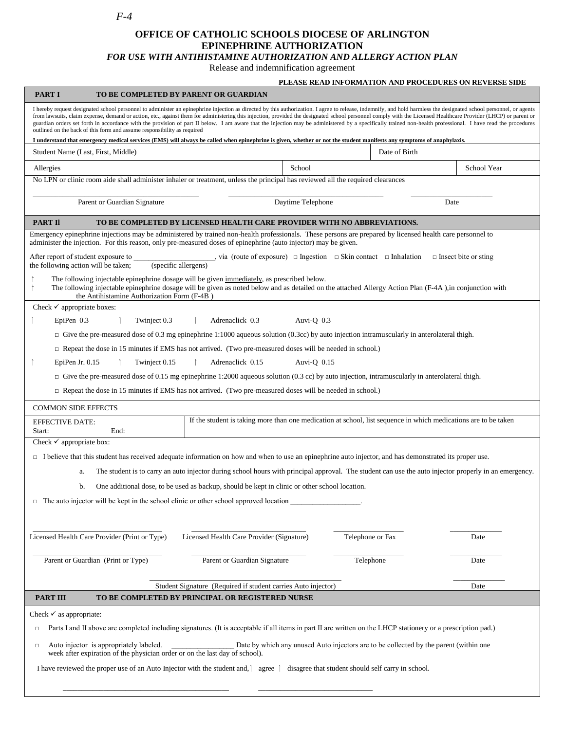*F-4*

# OFFICE OF CATHOLIC SCHOOLS DIOCESE OF ARLINGTON
## EPINEPHRINE AUTHORIZATION
### *FOR USE WITH ANTIHISTAMINE AUTHORIZATION AND ALLERGY ACTION PLAN*

Release and indemnification agreement

**PLEASE READ INFORMATION AND PROCEDURES ON REVERSE SIDE**

**PART I TO BE COMPLETED BY PARENT OR GUARDIAN**

I hereby request designated school personnel to administer an epinephrine injection as directed by this authorization. I agree to release, indemnify, and hold harmless the designated school personnel, or agents from lawsuits, claim expense, demand or action, etc., against them for administering this injection, provided the designated school personnel comply with the Licensed Healthcare Provider (LHCP) or parent or guardian orders set forth in accordance with the provision of part II below. I am aware that the injection may be administered by a specifically trained non-health professional. I have read the procedures outlined on the back of this form and assume responsibility as required

**I understand that emergency medical services (EMS) will always be called when epinephrine is given, whether or not the student manifests any symptoms of anaphylaxis.**

| Student Name (Last, First, Middle) | | Date of Birth |
|---|---|---|
| Allergies | School | School Year |

No LPN or clinic room aide shall administer inhaler or treatment, unless the principal has reviewed all the required clearances

______________________ Parent or Guardian Signature ______________________ Daytime Telephone ______________ Date

**PART II TO BE COMPLETED BY LICENSED HEALTH CARE PROVIDER WITH NO ABBREVIATIONS.**

Emergency epinephrine injections may be administered by trained non-health professionals. These persons are prepared by licensed health care personnel to administer the injection. For this reason, only pre-measured doses of epinephrine (auto injector) may be given.

After report of student exposure to ____________________ (specific allergens), via (route of exposure) □ Ingestion □ Skin contact □ Inhalation □ Insect bite or sting the following action will be taken;

- □ The following injectable epinephrine dosage will be given <u>immediately</u>, as prescribed below.
- □ The following injectable epinephrine dosage will be given as noted below and as detailed on the attached Allergy Action Plan (F-4A ),in conjunction with the Antihistamine Authorization Form (F-4B )

Check ✓ appropriate boxes:

□ EpiPen 0.3 □ Twinject 0.3 □ Adrenaclick 0.3 Auvi-Q 0.3

- □ Give the pre-measured dose of 0.3 mg epinephrine 1:1000 aqueous solution (0.3cc) by auto injection intramuscularly in anterolateral thigh.
- □ Repeat the dose in 15 minutes if EMS has not arrived. (Two pre-measured doses will be needed in school.)

□ EpiPen Jr. 0.15 □ Twinject 0.15 □ Adrenaclick 0.15 Auvi-Q 0.15

- □ Give the pre-measured dose of 0.15 mg epinephrine 1:2000 aqueous solution (0.3 cc) by auto injection, intramuscularly in anterolateral thigh.
- □ Repeat the dose in 15 minutes if EMS has not arrived. (Two pre-measured doses will be needed in school.)

COMMON SIDE EFFECTS

| EFFECTIVE DATE: Start: End: | If the student is taking more than one medication at school, list sequence in which medications are to be taken |
|---|---|

Check ✓ appropriate box:

□ I believe that this student has received adequate information on how and when to use an epinephrine auto injector, and has demonstrated its proper use.

a. The student is to carry an auto injector during school hours with principal approval. The student can use the auto injector properly in an emergency.

b. One additional dose, to be used as backup, should be kept in clinic or other school location.

□ The auto injector will be kept in the school clinic or other school approved location ____________________.

______________________ Licensed Health Care Provider (Print or Type) ______________________ Licensed Health Care Provider (Signature) ______________ Telephone or Fax ______________ Date

______________________ Parent or Guardian (Print or Type) ______________________ Parent or Guardian Signature ______________ Telephone ______________ Date

______________________ Student Signature (Required if student carries Auto injector) ______________ Date

**PART III TO BE COMPLETED BY PRINCIPAL OR REGISTERED NURSE**

Check ✓ as appropriate:

□ Parts I and II above are completed including signatures. (It is acceptable if all items in part II are written on the LHCP stationery or a prescription pad.)

□ Auto injector is appropriately labeled. ______________ Date by which any unused Auto injectors are to be collected by the parent (within one week after expiration of the physician order or on the last day of school).

I have reviewed the proper use of an Auto Injector with the student and, □ agree □ disagree that student should self carry in school.

______________________ ______________________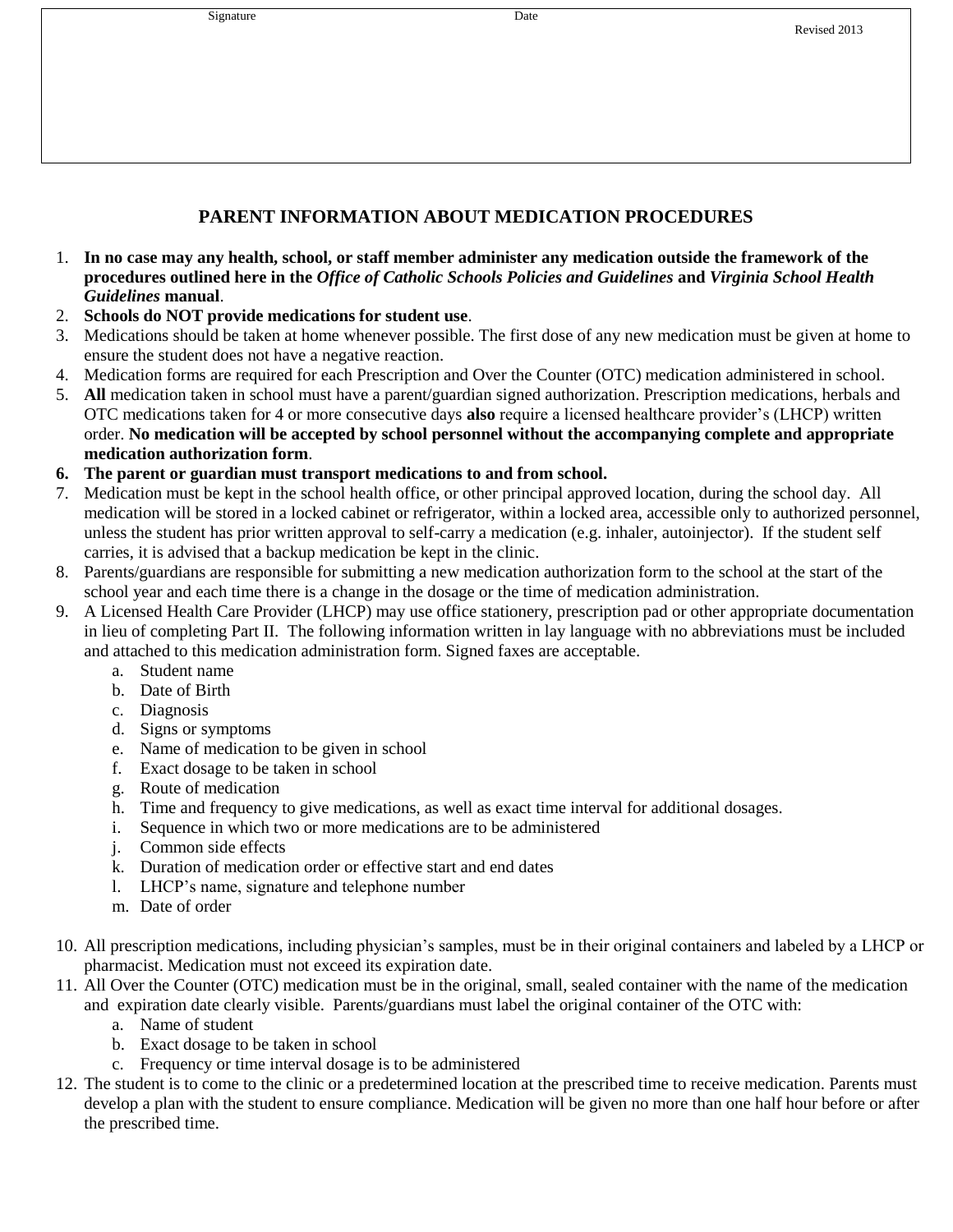Signature Date

Revised 2013

## PARENT INFORMATION ABOUT MEDICATION PROCEDURES

1. **In no case may any health, school, or staff member administer any medication outside the framework of the procedures outlined here in the *Office of Catholic Schools Policies and Guidelines* and *Virginia School Health Guidelines* manual**.
2. **Schools do NOT provide medications for student use**.
3. Medications should be taken at home whenever possible. The first dose of any new medication must be given at home to ensure the student does not have a negative reaction.
4. Medication forms are required for each Prescription and Over the Counter (OTC) medication administered in school.
5. **All** medication taken in school must have a parent/guardian signed authorization. Prescription medications, herbals and OTC medications taken for 4 or more consecutive days **also** require a licensed healthcare provider's (LHCP) written order. **No medication will be accepted by school personnel without the accompanying complete and appropriate medication authorization form**.
6. **The parent or guardian must transport medications to and from school.**
7. Medication must be kept in the school health office, or other principal approved location, during the school day. All medication will be stored in a locked cabinet or refrigerator, within a locked area, accessible only to authorized personnel, unless the student has prior written approval to self-carry a medication (e.g. inhaler, autoinjector). If the student self carries, it is advised that a backup medication be kept in the clinic.
8. Parents/guardians are responsible for submitting a new medication authorization form to the school at the start of the school year and each time there is a change in the dosage or the time of medication administration.
9. A Licensed Health Care Provider (LHCP) may use office stationery, prescription pad or other appropriate documentation in lieu of completing Part II. The following information written in lay language with no abbreviations must be included and attached to this medication administration form. Signed faxes are acceptable.
   a. Student name
   b. Date of Birth
   c. Diagnosis
   d. Signs or symptoms
   e. Name of medication to be given in school
   f. Exact dosage to be taken in school
   g. Route of medication
   h. Time and frequency to give medications, as well as exact time interval for additional dosages.
   i. Sequence in which two or more medications are to be administered
   j. Common side effects
   k. Duration of medication order or effective start and end dates
   l. LHCP's name, signature and telephone number
   m. Date of order
10. All prescription medications, including physician's samples, must be in their original containers and labeled by a LHCP or pharmacist. Medication must not exceed its expiration date.
11. All Over the Counter (OTC) medication must be in the original, small, sealed container with the name of the medication and expiration date clearly visible. Parents/guardians must label the original container of the OTC with:
    a. Name of student
    b. Exact dosage to be taken in school
    c. Frequency or time interval dosage is to be administered
12. The student is to come to the clinic or a predetermined location at the prescribed time to receive medication. Parents must develop a plan with the student to ensure compliance. Medication will be given no more than one half hour before or after the prescribed time.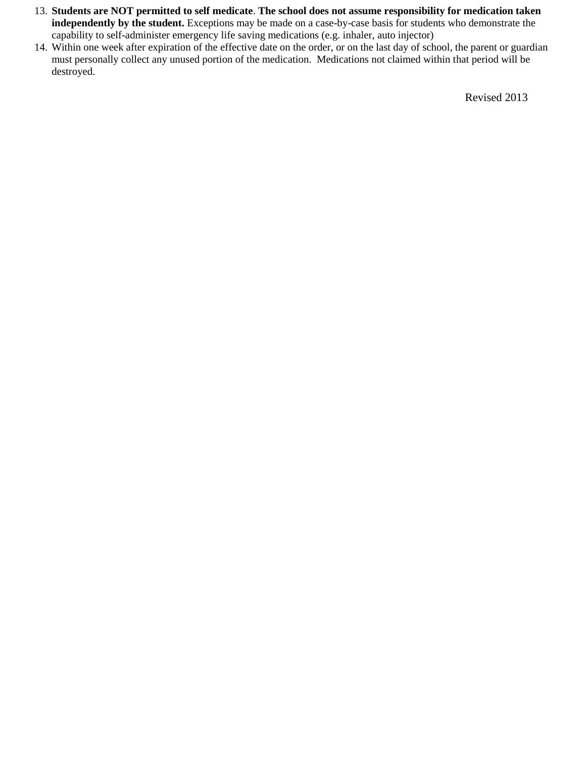13. **Students are NOT permitted to self medicate**. **The school does not assume responsibility for medication taken independently by the student.** Exceptions may be made on a case-by-case basis for students who demonstrate the capability to self-administer emergency life saving medications (e.g. inhaler, auto injector)
14. Within one week after expiration of the effective date on the order, or on the last day of school, the parent or guardian must personally collect any unused portion of the medication. Medications not claimed within that period will be destroyed.

Revised 2013